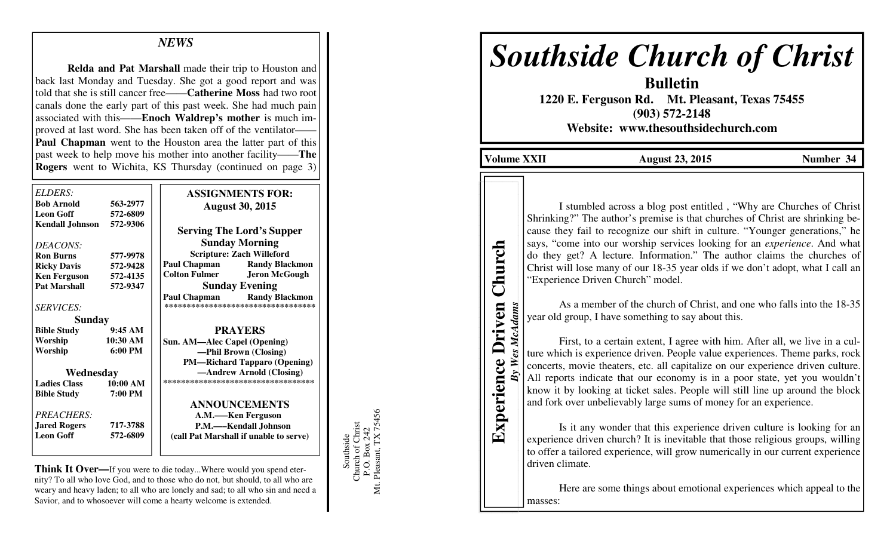## NEWS

**Relda and Pat Marshall** made their trip to Houston and back last Monday and Tuesday. She got a good report and was told that she is still cancer free——**Catherine Moss** had two root canals done the early part of this past week. She had much pain associated with this——**Enoch Waldrep's mother** is much improved at last word. She has been taken off of the ventilator——**Paul Chapman** went to the Houston area the latter part of this past week to help move his mother into another facility——**The Rogers** went to Wichita, KS Thursday (continued on page 3)

*ELDERS:*

| | |
|---|---|
| **Bob Arnold** | **563-2977** |
| **Leon Goff** | **572-6809** |
| **Kendall Johnson** | **572-9306** |

*DEACONS:*

| | |
|---|---|
| **Ron Burns** | **577-9978** |
| **Ricky Davis** | **572-9428** |
| **Ken Ferguson** | **572-4135** |
| **Pat Marshall** | **572-9347** |

*SERVICES:*

**Sunday**

| | |
|---|---|
| **Bible Study** | **9:45 AM** |
| **Worship** | **10:30 AM** |
| **Worship** | **6:00 PM** |

**Wednesday**

| | |
|---|---|
| **Ladies Class** | **10:00 AM** |
| **Bible Study** | **7:00 PM** |

*PREACHERS:*

| | |
|---|---|
| **Jared Rogers** | **717-3788** |
| **Leon Goff** | **572-6809** |

**ASSIGNMENTS FOR: August 30, 2015**

**Serving The Lord's Supper**

**Sunday Morning**

**Scripture: Zach Willeford**

| | |
|---|---|
| **Paul Chapman** | **Randy Blackmon** |
| **Colton Fulmer** | **Jeron McGough** |

**Sunday Evening**

| | |
|---|---|
| **Paul Chapman** | **Randy Blackmon** |

**PRAYERS**

**Sun. AM—Alec Capel (Opening)**
**—Phil Brown (Closing)**
**PM—Richard Tapparo (Opening)**
**—Andrew Arnold (Closing)**

**ANNOUNCEMENTS**

**A.M.——Ken Ferguson**
**P.M.——Kendall Johnson**
**(call Pat Marshall if unable to serve)**

**Think It Over—**If you were to die today...Where would you spend eternity? To all who love God, and to those who do not, but should, to all who are weary and heavy laden; to all who are lonely and sad; to all who sin and need a Savior, and to whosoever will come a hearty welcome is extended.

Southside
Church of Christ
P.O. Box 242
Mt. Pleasant, TX 75456

# *Southside Church of Christ*

**Bulletin**

**1220 E. Ferguson Rd. Mt. Pleasant, Texas 75455**
**(903) 572-2148**
**Website: www.thesouthsidechurch.com**

**Volume XXII** **August 23, 2015** **Number 34**

## Experience Driven Church

***By Wes McAdams***

I stumbled across a blog post entitled , "Why are Churches of Christ Shrinking?" The author's premise is that churches of Christ are shrinking because they fail to recognize our shift in culture. "Younger generations," he says, "come into our worship services looking for an *experience*. And what do they get? A lecture. Information." The author claims the churches of Christ will lose many of our 18-35 year olds if we don't adopt, what I call an "Experience Driven Church" model.

As a member of the church of Christ, and one who falls into the 18-35 year old group, I have something to say about this.

First, to a certain extent, I agree with him. After all, we live in a culture which is experience driven. People value experiences. Theme parks, rock concerts, movie theaters, etc. all capitalize on our experience driven culture. All reports indicate that our economy is in a poor state, yet you wouldn't know it by looking at ticket sales. People will still line up around the block and fork over unbelievably large sums of money for an experience.

Is it any wonder that this experience driven culture is looking for an experience driven church? It is inevitable that those religious groups, willing to offer a tailored experience, will grow numerically in our current experience driven climate.

Here are some things about emotional experiences which appeal to the masses: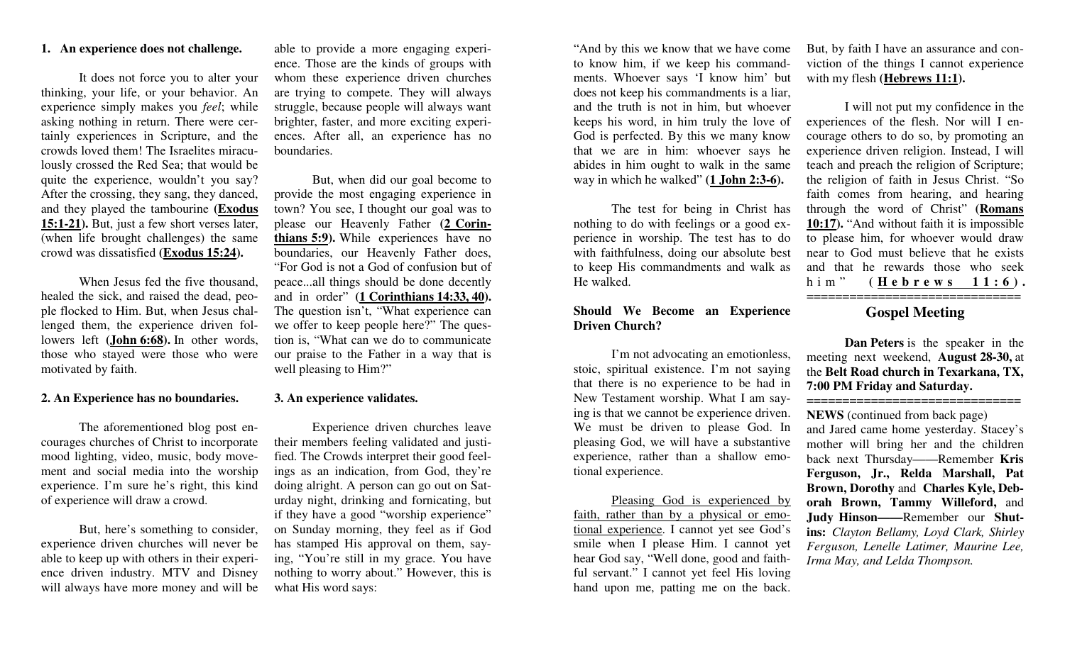### 1. An experience does not challenge.

It does not force you to alter your thinking, your life, or your behavior. An experience simply makes you *feel*; while asking nothing in return. There were certainly experiences in Scripture, and the crowds loved them! The Israelites miraculously crossed the Red Sea; that would be quite the experience, wouldn't you say? After the crossing, they sang, they danced, and they played the tambourine (**Exodus 15:1-21**). But, just a few short verses later, (when life brought challenges) the same crowd was dissatisfied (**Exodus 15:24**).

When Jesus fed the five thousand, healed the sick, and raised the dead, people flocked to Him. But, when Jesus challenged them, the experience driven followers left (**John 6:68**). In other words, those who stayed were those who were motivated by faith.

### 2. An Experience has no boundaries.

The aforementioned blog post encourages churches of Christ to incorporate mood lighting, video, music, body movement and social media into the worship experience. I'm sure he's right, this kind of experience will draw a crowd.

But, here's something to consider, experience driven churches will never be able to keep up with others in their experience driven industry. MTV and Disney will always have more money and will be able to provide a more engaging experience. Those are the kinds of groups with whom these experience driven churches are trying to compete. They will always struggle, because people will always want brighter, faster, and more exciting experiences. After all, an experience has no boundaries.

But, when did our goal become to provide the most engaging experience in town? You see, I thought our goal was to please our Heavenly Father (**2 Corinthians 5:9**). While experiences have no boundaries, our Heavenly Father does, "For God is not a God of confusion but of peace...all things should be done decently and in order" (**1 Corinthians 14:33, 40**). The question isn't, "What experience can we offer to keep people here?" The question is, "What can we do to communicate our praise to the Father in a way that is well pleasing to Him?"

### 3. An experience validates.

Experience driven churches leave their members feeling validated and justified. The Crowds interpret their good feelings as an indication, from God, they're doing alright. A person can go out on Saturday night, drinking and fornicating, but if they have a good "worship experience" on Sunday morning, they feel as if God has stamped His approval on them, saying, "You're still in my grace. You have nothing to worry about." However, this is what His word says:

"And by this we know that we have come to know him, if we keep his commandments. Whoever says 'I know him' but does not keep his commandments is a liar, and the truth is not in him, but whoever keeps his word, in him truly the love of God is perfected. By this we may know that we are in him: whoever says he abides in him ought to walk in the same way in which he walked" (**1 John 2:3-6**).

The test for being in Christ has nothing to do with feelings or a good experience in worship. The test has to do with faithfulness, doing our absolute best to keep His commandments and walk as He walked.

### Should We Become an Experience Driven Church?

I'm not advocating an emotionless, stoic, spiritual existence. I'm not saying that there is no experience to be had in New Testament worship. What I am saying is that we cannot be experience driven. We must be driven to please God. In pleasing God, we will have a substantive experience, rather than a shallow emotional experience.

Pleasing God is experienced by faith, rather than by a physical or emotional experience. I cannot yet see God's smile when I please Him. I cannot yet hear God say, "Well done, good and faithful servant." I cannot yet feel His loving hand upon me, patting me on the back. But, by faith I have an assurance and conviction of the things I cannot experience with my flesh (**Hebrews 11:1**).

I will not put my confidence in the experiences of the flesh. Nor will I encourage others to do so, by promoting an experience driven religion. Instead, I will teach and preach the religion of Scripture; the religion of faith in Jesus Christ. "So faith comes from hearing, and hearing through the word of Christ" (**Romans 10:17**). "And without faith it is impossible to please him, for whoever would draw near to God must believe that he exists and that he rewards those who seek him" (**Hebrews 11:6**).

==============================

## Gospel Meeting

**Dan Peters** is the speaker in the meeting next weekend, **August 28-30,** at the **Belt Road church in Texarkana, TX, 7:00 PM Friday and Saturday.**

==============================

**NEWS** (continued from back page) and Jared came home yesterday. Stacey's mother will bring her and the children back next Thursday——Remember **Kris Ferguson, Jr., Relda Marshall, Pat Brown, Dorothy** and **Charles Kyle, Deborah Brown, Tammy Willeford,** and **Judy Hinson——**Remember our **Shut-ins:** *Clayton Bellamy, Loyd Clark, Shirley Ferguson, Lenelle Latimer, Maurine Lee, Irma May, and Lelda Thompson.*